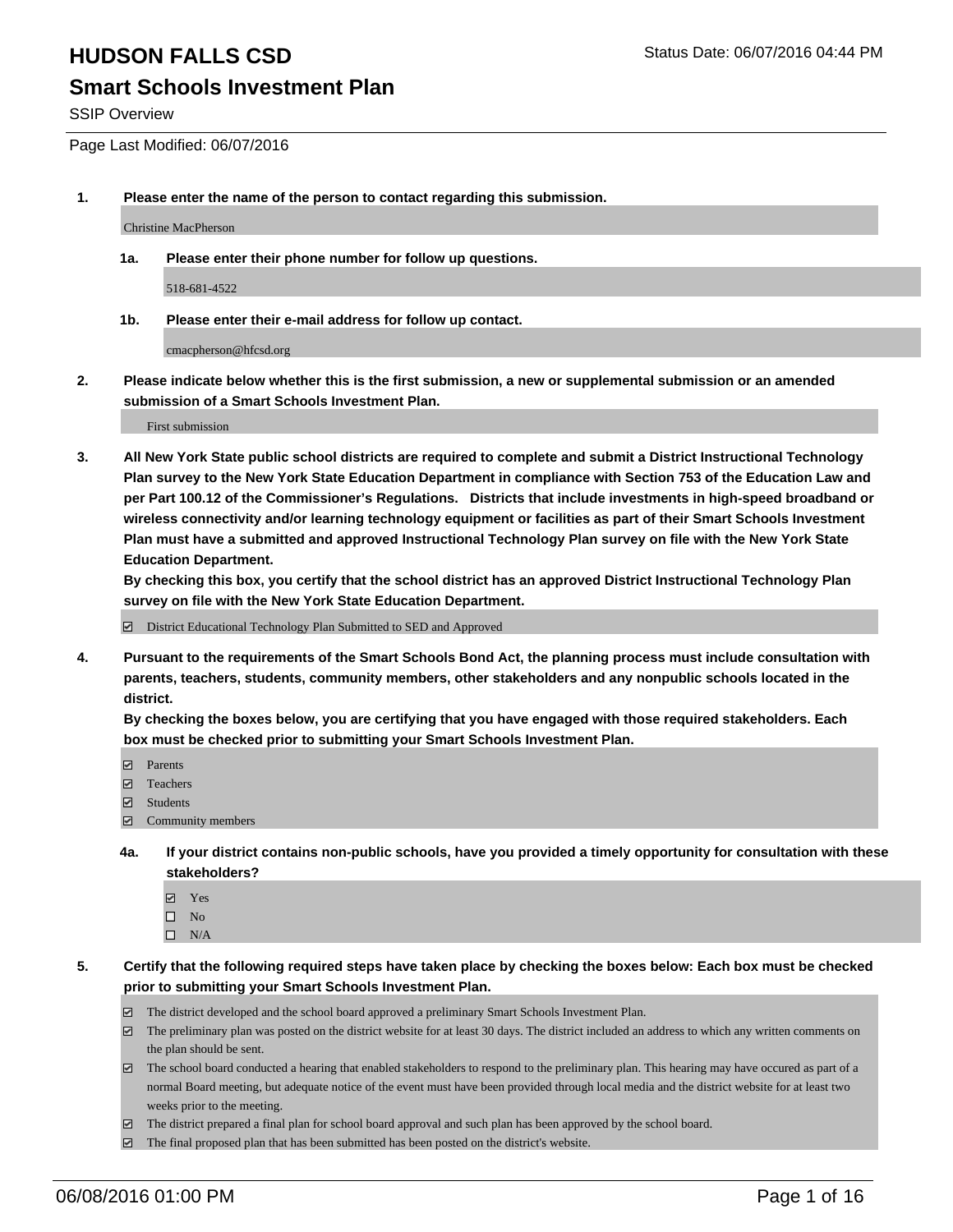# HUDSON FALLS CSD

Status Date: 06/07/2016 04:44 PM

## Smart Schools Investment Plan

SSIP Overview

Page Last Modified: 06/07/2016

**1. Please enter the name of the person to contact regarding this submission.**

Christine MacPherson

**1a. Please enter their phone number for follow up questions.**

518-681-4522

**1b. Please enter their e-mail address for follow up contact.**

cmacpherson@hfcsd.org

**2. Please indicate below whether this is the first submission, a new or supplemental submission or an amended submission of a Smart Schools Investment Plan.**

First submission

**3. All New York State public school districts are required to complete and submit a District Instructional Technology Plan survey to the New York State Education Department in compliance with Section 753 of the Education Law and per Part 100.12 of the Commissioner's Regulations. Districts that include investments in high-speed broadband or wireless connectivity and/or learning technology equipment or facilities as part of their Smart Schools Investment Plan must have a submitted and approved Instructional Technology Plan survey on file with the New York State Education Department.**
**By checking this box, you certify that the school district has an approved District Instructional Technology Plan survey on file with the New York State Education Department.**

☑ District Educational Technology Plan Submitted to SED and Approved

**4. Pursuant to the requirements of the Smart Schools Bond Act, the planning process must include consultation with parents, teachers, students, community members, other stakeholders and any nonpublic schools located in the district.**
**By checking the boxes below, you are certifying that you have engaged with those required stakeholders. Each box must be checked prior to submitting your Smart Schools Investment Plan.**

☑ Parents
☑ Teachers
☑ Students
☑ Community members

**4a. If your district contains non-public schools, have you provided a timely opportunity for consultation with these stakeholders?**

☑ Yes
☐ No
☐ N/A

**5. Certify that the following required steps have taken place by checking the boxes below: Each box must be checked prior to submitting your Smart Schools Investment Plan.**

☑ The district developed and the school board approved a preliminary Smart Schools Investment Plan.
☑ The preliminary plan was posted on the district website for at least 30 days. The district included an address to which any written comments on the plan should be sent.
☑ The school board conducted a hearing that enabled stakeholders to respond to the preliminary plan. This hearing may have occured as part of a normal Board meeting, but adequate notice of the event must have been provided through local media and the district website for at least two weeks prior to the meeting.
☑ The district prepared a final plan for school board approval and such plan has been approved by the school board.
☑ The final proposed plan that has been submitted has been posted on the district's website.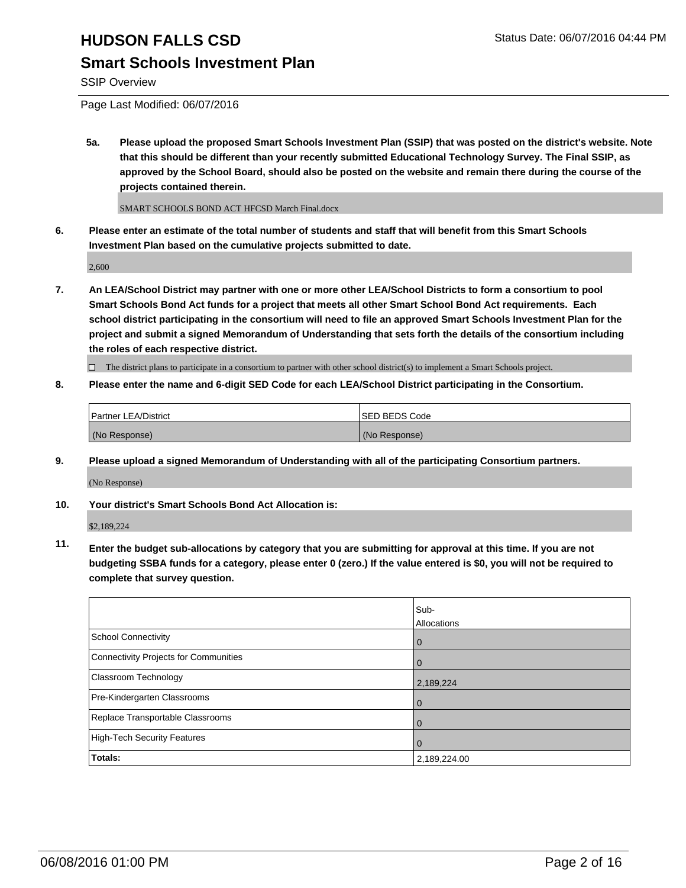# HUDSON FALLS CSD

## Smart Schools Investment Plan

SSIP Overview

Page Last Modified: 06/07/2016

**5a. Please upload the proposed Smart Schools Investment Plan (SSIP) that was posted on the district's website. Note that this should be different than your recently submitted Educational Technology Survey. The Final SSIP, as approved by the School Board, should also be posted on the website and remain there during the course of the projects contained therein.**

SMART SCHOOLS BOND ACT HFCSD March Final.docx

**6. Please enter an estimate of the total number of students and staff that will benefit from this Smart Schools Investment Plan based on the cumulative projects submitted to date.**

2,600

**7. An LEA/School District may partner with one or more other LEA/School Districts to form a consortium to pool Smart Schools Bond Act funds for a project that meets all other Smart School Bond Act requirements. Each school district participating in the consortium will need to file an approved Smart Schools Investment Plan for the project and submit a signed Memorandum of Understanding that sets forth the details of the consortium including the roles of each respective district.**

☐ The district plans to participate in a consortium to partner with other school district(s) to implement a Smart Schools project.

**8. Please enter the name and 6-digit SED Code for each LEA/School District participating in the Consortium.**

| Partner LEA/District | SED BEDS Code |
|---|---|
| (No Response) | (No Response) |

**9. Please upload a signed Memorandum of Understanding with all of the participating Consortium partners.**

(No Response)

**10. Your district's Smart Schools Bond Act Allocation is:**

$2,189,224

**11. Enter the budget sub-allocations by category that you are submitting for approval at this time. If you are not budgeting SSBA funds for a category, please enter 0 (zero.) If the value entered is $0, you will not be required to complete that survey question.**

| | Sub-Allocations |
|---|---|
| School Connectivity | 0 |
| Connectivity Projects for Communities | 0 |
| Classroom Technology | 2,189,224 |
| Pre-Kindergarten Classrooms | 0 |
| Replace Transportable Classrooms | 0 |
| High-Tech Security Features | 0 |
| **Totals:** | 2,189,224.00 |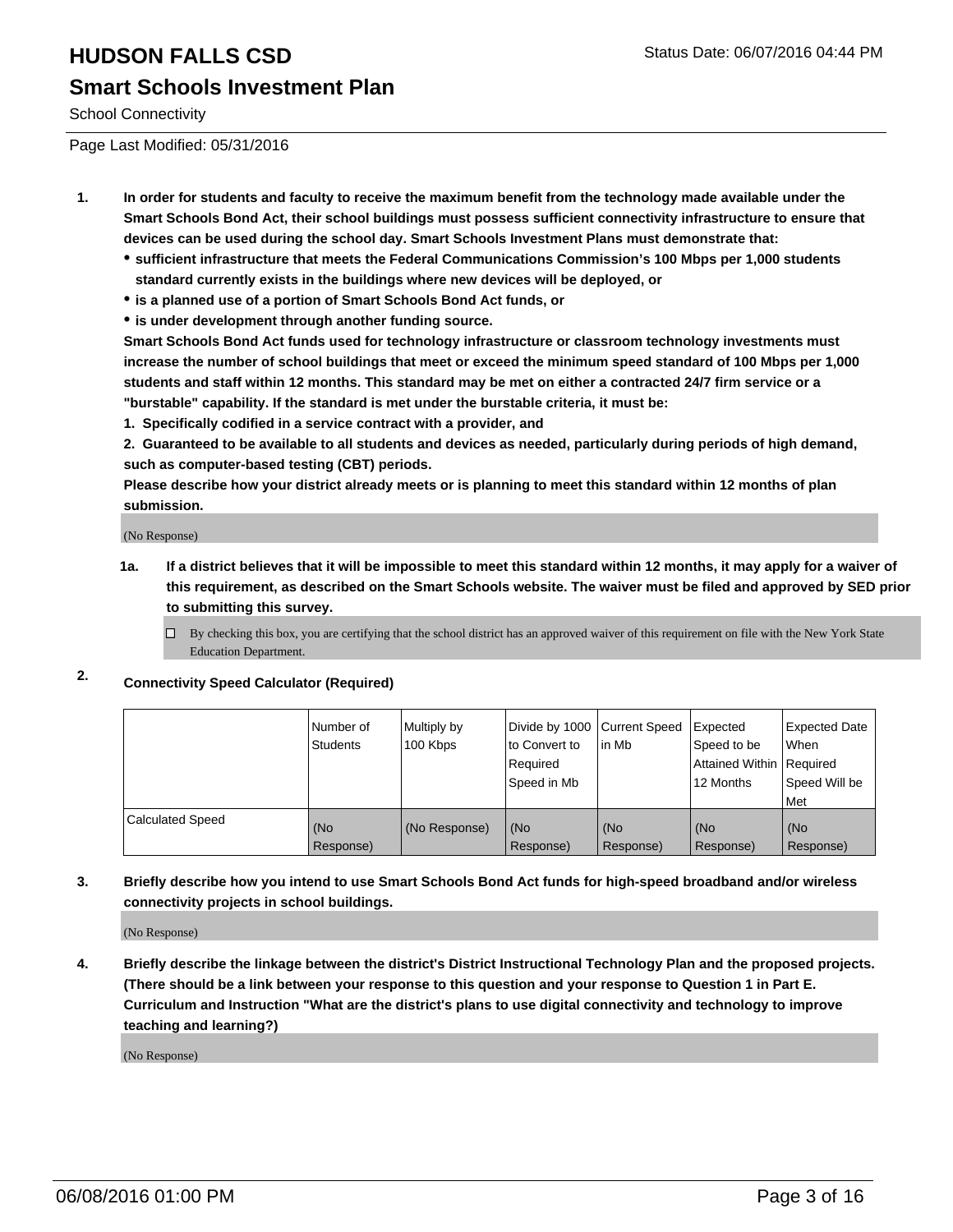# HUDSON FALLS CSD

## Smart Schools Investment Plan

School Connectivity

Page Last Modified: 05/31/2016

**1. In order for students and faculty to receive the maximum benefit from the technology made available under the Smart Schools Bond Act, their school buildings must possess sufficient connectivity infrastructure to ensure that devices can be used during the school day. Smart Schools Investment Plans must demonstrate that:**

- **sufficient infrastructure that meets the Federal Communications Commission's 100 Mbps per 1,000 students standard currently exists in the buildings where new devices will be deployed, or**
- **is a planned use of a portion of Smart Schools Bond Act funds, or**
- **is under development through another funding source.**

**Smart Schools Bond Act funds used for technology infrastructure or classroom technology investments must increase the number of school buildings that meet or exceed the minimum speed standard of 100 Mbps per 1,000 students and staff within 12 months. This standard may be met on either a contracted 24/7 firm service or a "burstable" capability. If the standard is met under the burstable criteria, it must be:**

**1. Specifically codified in a service contract with a provider, and**

**2. Guaranteed to be available to all students and devices as needed, particularly during periods of high demand, such as computer-based testing (CBT) periods.**

**Please describe how your district already meets or is planning to meet this standard within 12 months of plan submission.**

(No Response)

**1a. If a district believes that it will be impossible to meet this standard within 12 months, it may apply for a waiver of this requirement, as described on the Smart Schools website. The waiver must be filed and approved by SED prior to submitting this survey.**

☐ By checking this box, you are certifying that the school district has an approved waiver of this requirement on file with the New York State Education Department.

**2. Connectivity Speed Calculator (Required)**

| | Number of Students | Multiply by 100 Kbps | Divide by 1000 to Convert to Required Speed in Mb | Current Speed in Mb | Expected Speed to be Attained Within 12 Months | Expected Date When Required Speed Will be Met |
|---|---|---|---|---|---|---|
| Calculated Speed | (No Response) | (No Response) | (No Response) | (No Response) | (No Response) | (No Response) |

**3. Briefly describe how you intend to use Smart Schools Bond Act funds for high-speed broadband and/or wireless connectivity projects in school buildings.**

(No Response)

**4. Briefly describe the linkage between the district's District Instructional Technology Plan and the proposed projects. (There should be a link between your response to this question and your response to Question 1 in Part E. Curriculum and Instruction "What are the district's plans to use digital connectivity and technology to improve teaching and learning?)**

(No Response)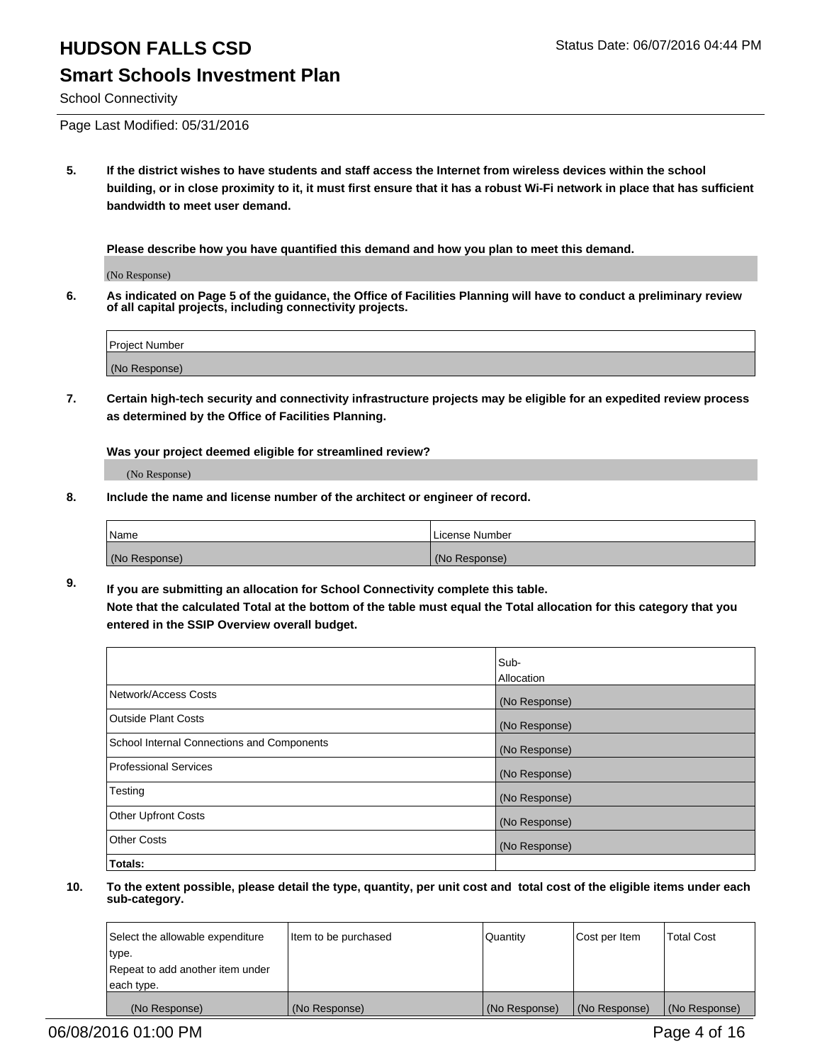# HUDSON FALLS CSD

## Smart Schools Investment Plan

School Connectivity

Page Last Modified: 05/31/2016

**5. If the district wishes to have students and staff access the Internet from wireless devices within the school building, or in close proximity to it, it must first ensure that it has a robust Wi-Fi network in place that has sufficient bandwidth to meet user demand.**

**Please describe how you have quantified this demand and how you plan to meet this demand.**

(No Response)

**6. As indicated on Page 5 of the guidance, the Office of Facilities Planning will have to conduct a preliminary review of all capital projects, including connectivity projects.**

| Project Number |
|---|
| (No Response) |

**7. Certain high-tech security and connectivity infrastructure projects may be eligible for an expedited review process as determined by the Office of Facilities Planning.**

**Was your project deemed eligible for streamlined review?**

(No Response)

**8. Include the name and license number of the architect or engineer of record.**

| Name | License Number |
|---|---|
| (No Response) | (No Response) |

**9. If you are submitting an allocation for School Connectivity complete this table.**
**Note that the calculated Total at the bottom of the table must equal the Total allocation for this category that you entered in the SSIP Overview overall budget.**

| | Sub-Allocation |
|---|---|
| Network/Access Costs | (No Response) |
| Outside Plant Costs | (No Response) |
| School Internal Connections and Components | (No Response) |
| Professional Services | (No Response) |
| Testing | (No Response) |
| Other Upfront Costs | (No Response) |
| Other Costs | (No Response) |
| **Totals:** | |

**10. To the extent possible, please detail the type, quantity, per unit cost and total cost of the eligible items under each sub-category.**

| Select the allowable expenditure type. Repeat to add another item under each type. | Item to be purchased | Quantity | Cost per Item | Total Cost |
|---|---|---|---|---|
| (No Response) | (No Response) | (No Response) | (No Response) | (No Response) |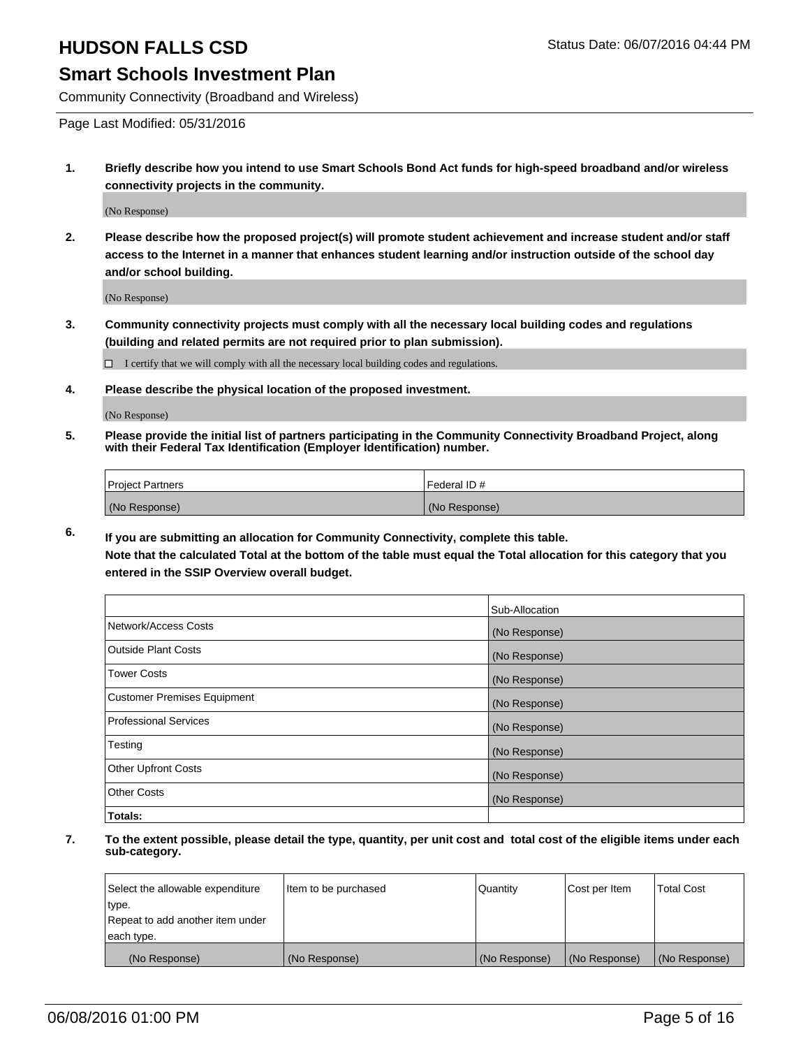# HUDSON FALLS CSD

Status Date: 06/07/2016 04:44 PM

## Smart Schools Investment Plan

Community Connectivity (Broadband and Wireless)

Page Last Modified: 05/31/2016

1. **Briefly describe how you intend to use Smart Schools Bond Act funds for high-speed broadband and/or wireless connectivity projects in the community.**

   (No Response)

2. **Please describe how the proposed project(s) will promote student achievement and increase student and/or staff access to the Internet in a manner that enhances student learning and/or instruction outside of the school day and/or school building.**

   (No Response)

3. **Community connectivity projects must comply with all the necessary local building codes and regulations (building and related permits are not required prior to plan submission).**

   ☐ I certify that we will comply with all the necessary local building codes and regulations.

4. **Please describe the physical location of the proposed investment.**

   (No Response)

5. **Please provide the initial list of partners participating in the Community Connectivity Broadband Project, along with their Federal Tax Identification (Employer Identification) number.**

| Project Partners | Federal ID # |
|---|---|
| (No Response) | (No Response) |

6. **If you are submitting an allocation for Community Connectivity, complete this table. Note that the calculated Total at the bottom of the table must equal the Total allocation for this category that you entered in the SSIP Overview overall budget.**

| | Sub-Allocation |
|---|---|
| Network/Access Costs | (No Response) |
| Outside Plant Costs | (No Response) |
| Tower Costs | (No Response) |
| Customer Premises Equipment | (No Response) |
| Professional Services | (No Response) |
| Testing | (No Response) |
| Other Upfront Costs | (No Response) |
| Other Costs | (No Response) |
| **Totals:** | |

7. **To the extent possible, please detail the type, quantity, per unit cost and total cost of the eligible items under each sub-category.**

| Select the allowable expenditure type. Repeat to add another item under each type. | Item to be purchased | Quantity | Cost per Item | Total Cost |
|---|---|---|---|---|
| (No Response) | (No Response) | (No Response) | (No Response) | (No Response) |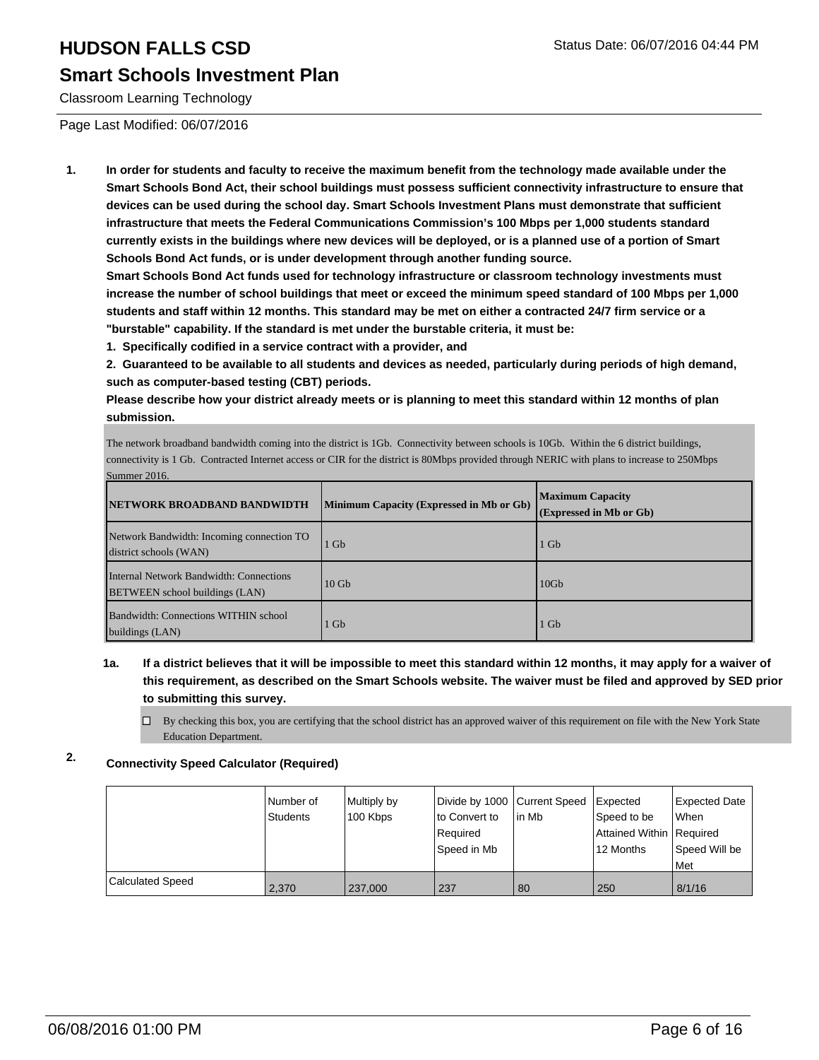# HUDSON FALLS CSD

## Smart Schools Investment Plan

Classroom Learning Technology

Page Last Modified: 06/07/2016

**1. In order for students and faculty to receive the maximum benefit from the technology made available under the Smart Schools Bond Act, their school buildings must possess sufficient connectivity infrastructure to ensure that devices can be used during the school day. Smart Schools Investment Plans must demonstrate that sufficient infrastructure that meets the Federal Communications Commission's 100 Mbps per 1,000 students standard currently exists in the buildings where new devices will be deployed, or is a planned use of a portion of Smart Schools Bond Act funds, or is under development through another funding source.**

**Smart Schools Bond Act funds used for technology infrastructure or classroom technology investments must increase the number of school buildings that meet or exceed the minimum speed standard of 100 Mbps per 1,000 students and staff within 12 months. This standard may be met on either a contracted 24/7 firm service or a "burstable" capability. If the standard is met under the burstable criteria, it must be:**

**1. Specifically codified in a service contract with a provider, and**

**2. Guaranteed to be available to all students and devices as needed, particularly during periods of high demand, such as computer-based testing (CBT) periods.**

**Please describe how your district already meets or is planning to meet this standard within 12 months of plan submission.**

The network broadband bandwidth coming into the district is 1Gb. Connectivity between schools is 10Gb. Within the 6 district buildings, connectivity is 1 Gb. Contracted Internet access or CIR for the district is 80Mbps provided through NERIC with plans to increase to 250Mbps Summer 2016.

| NETWORK BROADBAND BANDWIDTH | Minimum Capacity (Expressed in Mb or Gb) | Maximum Capacity (Expressed in Mb or Gb) |
|---|---|---|
| Network Bandwidth: Incoming connection TO district schools (WAN) | 1 Gb | 1 Gb |
| Internal Network Bandwidth: Connections BETWEEN school buildings (LAN) | 10 Gb | 10Gb |
| Bandwidth: Connections WITHIN school buildings (LAN) | 1 Gb | 1 Gb |

**1a. If a district believes that it will be impossible to meet this standard within 12 months, it may apply for a waiver of this requirement, as described on the Smart Schools website. The waiver must be filed and approved by SED prior to submitting this survey.**

☐ By checking this box, you are certifying that the school district has an approved waiver of this requirement on file with the New York State Education Department.

**2. Connectivity Speed Calculator (Required)**

| | Number of Students | Multiply by 100 Kbps | Divide by 1000 to Convert to Required Speed in Mb | Current Speed in Mb | Expected Speed to be Attained Within 12 Months | Expected Date When Required Speed Will be Met |
|---|---|---|---|---|---|---|
| Calculated Speed | 2,370 | 237,000 | 237 | 80 | 250 | 8/1/16 |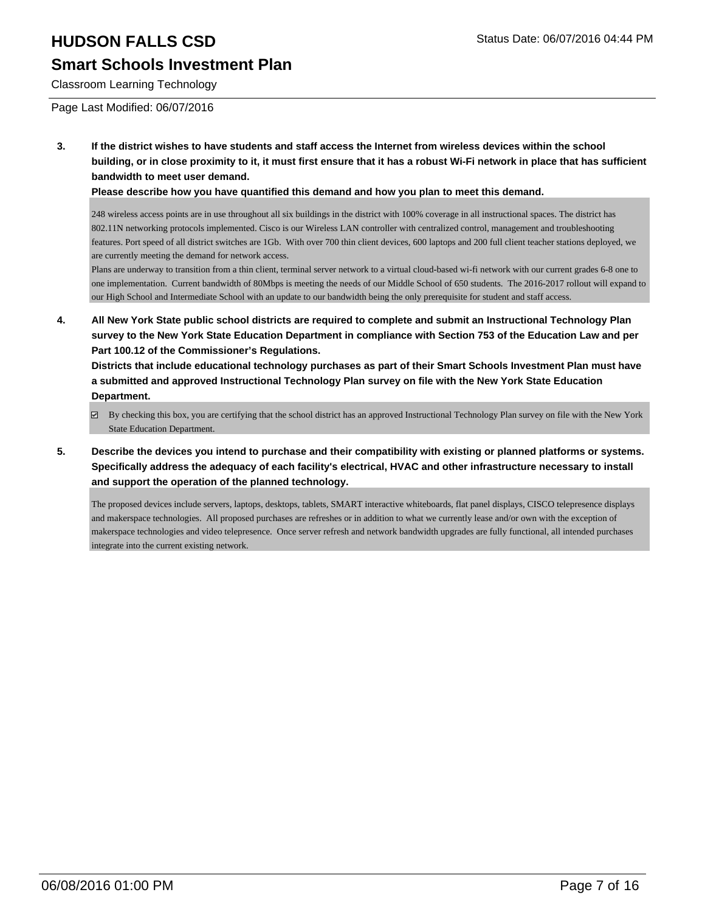# HUDSON FALLS CSD

## Smart Schools Investment Plan

Classroom Learning Technology

Status Date: 06/07/2016 04:44 PM

Page Last Modified: 06/07/2016

**3. If the district wishes to have students and staff access the Internet from wireless devices within the school building, or in close proximity to it, it must first ensure that it has a robust Wi-Fi network in place that has sufficient bandwidth to meet user demand.**

**Please describe how you have quantified this demand and how you plan to meet this demand.**

248 wireless access points are in use throughout all six buildings in the district with 100% coverage in all instructional spaces. The district has 802.11N networking protocols implemented. Cisco is our Wireless LAN controller with centralized control, management and troubleshooting features. Port speed of all district switches are 1Gb. With over 700 thin client devices, 600 laptops and 200 full client teacher stations deployed, we are currently meeting the demand for network access.
Plans are underway to transition from a thin client, terminal server network to a virtual cloud-based wi-fi network with our current grades 6-8 one to one implementation. Current bandwidth of 80Mbps is meeting the needs of our Middle School of 650 students. The 2016-2017 rollout will expand to our High School and Intermediate School with an update to our bandwidth being the only prerequisite for student and staff access.

**4. All New York State public school districts are required to complete and submit an Instructional Technology Plan survey to the New York State Education Department in compliance with Section 753 of the Education Law and per Part 100.12 of the Commissioner's Regulations.**

**Districts that include educational technology purchases as part of their Smart Schools Investment Plan must have a submitted and approved Instructional Technology Plan survey on file with the New York State Education Department.**

☑ By checking this box, you are certifying that the school district has an approved Instructional Technology Plan survey on file with the New York State Education Department.

**5. Describe the devices you intend to purchase and their compatibility with existing or planned platforms or systems. Specifically address the adequacy of each facility's electrical, HVAC and other infrastructure necessary to install and support the operation of the planned technology.**

The proposed devices include servers, laptops, desktops, tablets, SMART interactive whiteboards, flat panel displays, CISCO telepresence displays and makerspace technologies. All proposed purchases are refreshes or in addition to what we currently lease and/or own with the exception of makerspace technologies and video telepresence. Once server refresh and network bandwidth upgrades are fully functional, all intended purchases integrate into the current existing network.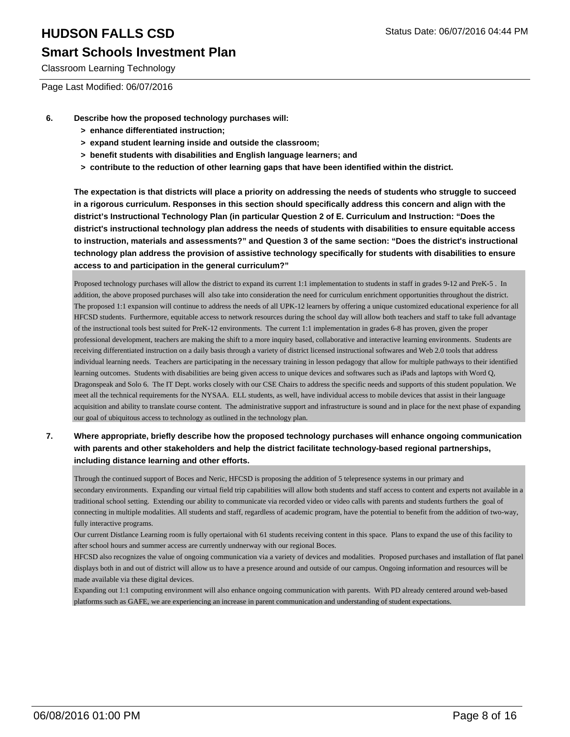**6. Describe how the proposed technology purchases will:**

- **> enhance differentiated instruction;**
- **> expand student learning inside and outside the classroom;**
- **> benefit students with disabilities and English language learners; and**
- **> contribute to the reduction of other learning gaps that have been identified within the district.**

**The expectation is that districts will place a priority on addressing the needs of students who struggle to succeed in a rigorous curriculum. Responses in this section should specifically address this concern and align with the district's Instructional Technology Plan (in particular Question 2 of E. Curriculum and Instruction: "Does the district's instructional technology plan address the needs of students with disabilities to ensure equitable access to instruction, materials and assessments?" and Question 3 of the same section: "Does the district's instructional technology plan address the provision of assistive technology specifically for students with disabilities to ensure access to and participation in the general curriculum?"**

Proposed technology purchases will allow the district to expand its current 1:1 implementation to students in staff in grades 9-12 and PreK-5 . In addition, the above proposed purchases will also take into consideration the need for curriculum enrichment opportunities throughout the district. The proposed 1:1 expansion will continue to address the needs of all UPK-12 learners by offering a unique customized educational experience for all HFCSD students. Furthermore, equitable access to network resources during the school day will allow both teachers and staff to take full advantage of the instructional tools best suited for PreK-12 environments. The current 1:1 implementation in grades 6-8 has proven, given the proper professional development, teachers are making the shift to a more inquiry based, collaborative and interactive learning environments. Students are receiving differentiated instruction on a daily basis through a variety of district licensed instructional softwares and Web 2.0 tools that address individual learning needs. Teachers are participating in the necessary training in lesson pedagogy that allow for multiple pathways to their identified learning outcomes. Students with disabilities are being given access to unique devices and softwares such as iPads and laptops with Word Q, Dragonspeak and Solo 6. The IT Dept. works closely with our CSE Chairs to address the specific needs and supports of this student population. We meet all the technical requirements for the NYSAA. ELL students, as well, have individual access to mobile devices that assist in their language acquisition and ability to translate course content. The administrative support and infrastructure is sound and in place for the next phase of expanding our goal of ubiquitous access to technology as outlined in the technology plan.

**7. Where appropriate, briefly describe how the proposed technology purchases will enhance ongoing communication with parents and other stakeholders and help the district facilitate technology-based regional partnerships, including distance learning and other efforts.**

Through the continued support of Boces and Neric, HFCSD is proposing the addition of 5 telepresence systems in our primary and secondary environments. Expanding our virtual field trip capabilities will allow both students and staff access to content and experts not available in a traditional school setting. Extending our ability to communicate via recorded video or video calls with parents and students furthers the goal of connecting in multiple modalities. All students and staff, regardless of academic program, have the potential to benefit from the addition of two-way, fully interactive programs.

Our current Distlance Learning room is fully opertaional with 61 students receiving content in this space. Plans to expand the use of this facility to after school hours and summer access are currently undnerway with our regional Boces.

HFCSD also recognizes the value of ongoing communication via a variety of devices and modalities. Proposed purchases and installation of flat panel displays both in and out of district will allow us to have a presence around and outside of our campus. Ongoing information and resources will be made available via these digital devices.

Expanding out 1:1 computing environment will also enhance ongoing communication with parents. With PD already centered around web-based platforms such as GAFE, we are experiencing an increase in parent communication and understanding of student expectations.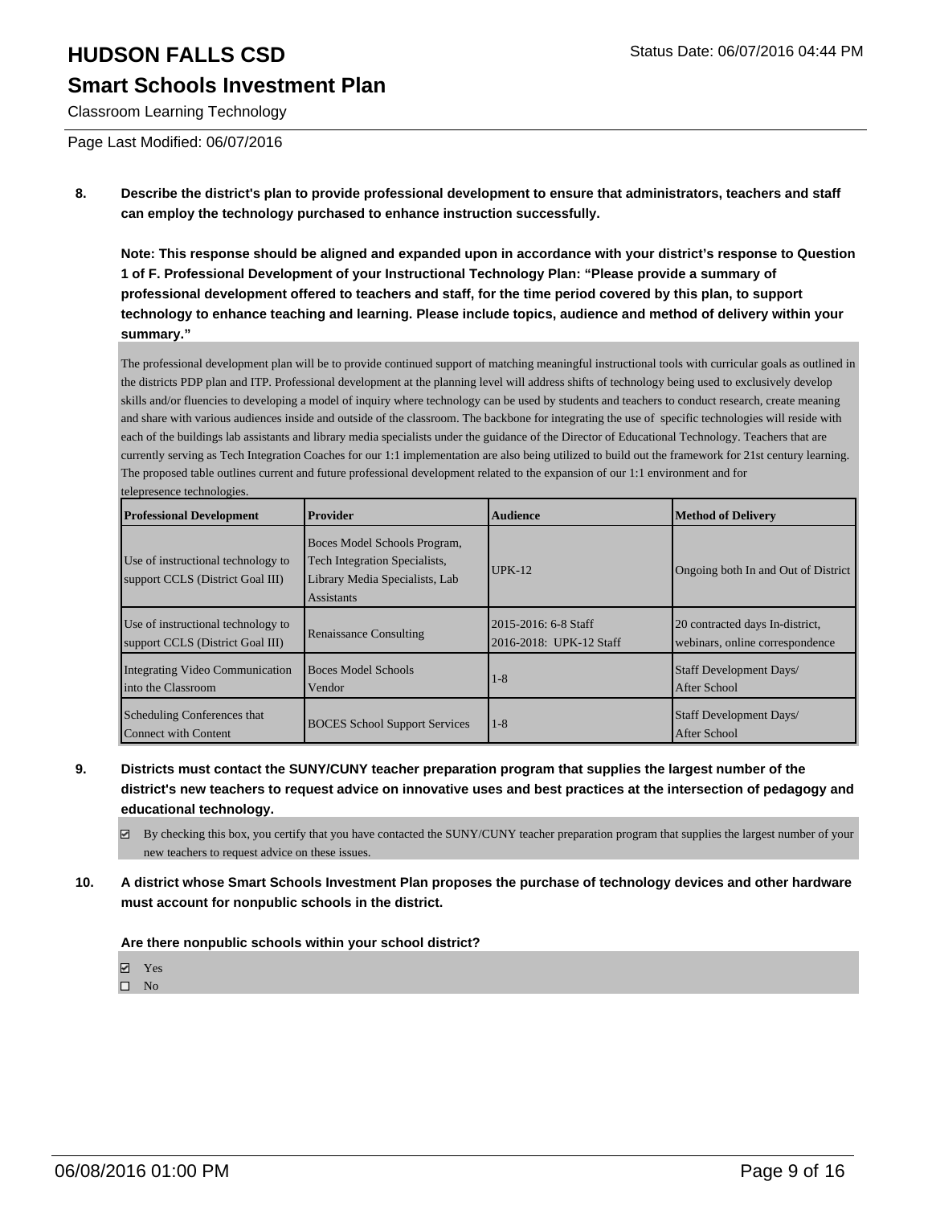8. **Describe the district's plan to provide professional development to ensure that administrators, teachers and staff can employ the technology purchased to enhance instruction successfully.**

**Note: This response should be aligned and expanded upon in accordance with your district's response to Question 1 of F. Professional Development of your Instructional Technology Plan: "Please provide a summary of professional development offered to teachers and staff, for the time period covered by this plan, to support technology to enhance teaching and learning. Please include topics, audience and method of delivery within your summary."**

The professional development plan will be to provide continued support of matching meaningful instructional tools with curricular goals as outlined in the districts PDP plan and ITP. Professional development at the planning level will address shifts of technology being used to exclusively develop skills and/or fluencies to developing a model of inquiry where technology can be used by students and teachers to conduct research, create meaning and share with various audiences inside and outside of the classroom. The backbone for integrating the use of specific technologies will reside with each of the buildings lab assistants and library media specialists under the guidance of the Director of Educational Technology. Teachers that are currently serving as Tech Integration Coaches for our 1:1 implementation are also being utilized to build out the framework for 21st century learning. The proposed table outlines current and future professional development related to the expansion of our 1:1 environment and for telepresence technologies.

| Professional Development | Provider | Audience | Method of Delivery |
|---|---|---|---|
| Use of instructional technology to support CCLS (District Goal III) | Boces Model Schools Program, Tech Integration Specialists, Library Media Specialists, Lab Assistants | UPK-12 | Ongoing both In and Out of District |
| Use of instructional technology to support CCLS (District Goal III) | Renaissance Consulting | 2015-2016: 6-8 Staff<br>2016-2018: UPK-12 Staff | 20 contracted days In-district, webinars, online correspondence |
| Integrating Video Communication into the Classroom | Boces Model Schools<br>Vendor | 1-8 | Staff Development Days/<br>After School |
| Scheduling Conferences that Connect with Content | BOCES School Support Services | 1-8 | Staff Development Days/<br>After School |

9. **Districts must contact the SUNY/CUNY teacher preparation program that supplies the largest number of the district's new teachers to request advice on innovative uses and best practices at the intersection of pedagogy and educational technology.**

☑ By checking this box, you certify that you have contacted the SUNY/CUNY teacher preparation program that supplies the largest number of your new teachers to request advice on these issues.

10. **A district whose Smart Schools Investment Plan proposes the purchase of technology devices and other hardware must account for nonpublic schools in the district.**

**Are there nonpublic schools within your school district?**

☑ Yes
☐ No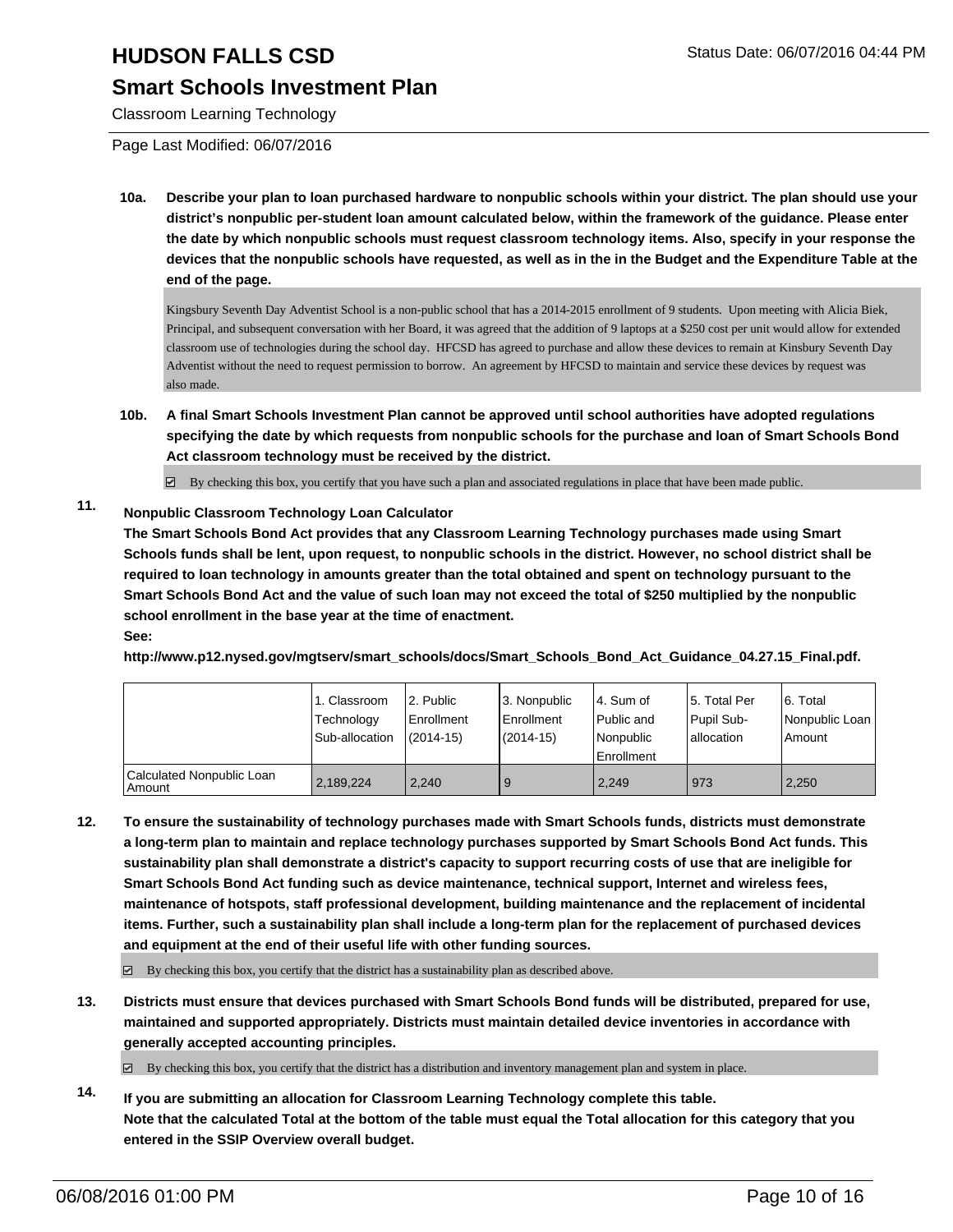# HUDSON FALLS CSD

Status Date: 06/07/2016 04:44 PM

## Smart Schools Investment Plan

Classroom Learning Technology

Page Last Modified: 06/07/2016

**10a. Describe your plan to loan purchased hardware to nonpublic schools within your district. The plan should use your district's nonpublic per-student loan amount calculated below, within the framework of the guidance. Please enter the date by which nonpublic schools must request classroom technology items. Also, specify in your response the devices that the nonpublic schools have requested, as well as in the in the Budget and the Expenditure Table at the end of the page.**

Kingsbury Seventh Day Adventist School is a non-public school that has a 2014-2015 enrollment of 9 students. Upon meeting with Alicia Biek, Principal, and subsequent conversation with her Board, it was agreed that the addition of 9 laptops at a $250 cost per unit would allow for extended classroom use of technologies during the school day. HFCSD has agreed to purchase and allow these devices to remain at Kinsbury Seventh Day Adventist without the need to request permission to borrow. An agreement by HFCSD to maintain and service these devices by request was also made.

**10b. A final Smart Schools Investment Plan cannot be approved until school authorities have adopted regulations specifying the date by which requests from nonpublic schools for the purchase and loan of Smart Schools Bond Act classroom technology must be received by the district.**

☑ By checking this box, you certify that you have such a plan and associated regulations in place that have been made public.

**11. Nonpublic Classroom Technology Loan Calculator**

**The Smart Schools Bond Act provides that any Classroom Learning Technology purchases made using Smart Schools funds shall be lent, upon request, to nonpublic schools in the district. However, no school district shall be required to loan technology in amounts greater than the total obtained and spent on technology pursuant to the Smart Schools Bond Act and the value of such loan may not exceed the total of $250 multiplied by the nonpublic school enrollment in the base year at the time of enactment.**

**See:**

**http://www.p12.nysed.gov/mgtserv/smart_schools/docs/Smart_Schools_Bond_Act_Guidance_04.27.15_Final.pdf.**

| | 1. Classroom Technology Sub-allocation | 2. Public Enrollment (2014-15) | 3. Nonpublic Enrollment (2014-15) | 4. Sum of Public and Nonpublic Enrollment | 5. Total Per Pupil Sub-allocation | 6. Total Nonpublic Loan Amount |
|---|---|---|---|---|---|---|
| Calculated Nonpublic Loan Amount | 2,189,224 | 2,240 | 9 | 2,249 | 973 | 2,250 |

**12. To ensure the sustainability of technology purchases made with Smart Schools funds, districts must demonstrate a long-term plan to maintain and replace technology purchases supported by Smart Schools Bond Act funds. This sustainability plan shall demonstrate a district's capacity to support recurring costs of use that are ineligible for Smart Schools Bond Act funding such as device maintenance, technical support, Internet and wireless fees, maintenance of hotspots, staff professional development, building maintenance and the replacement of incidental items. Further, such a sustainability plan shall include a long-term plan for the replacement of purchased devices and equipment at the end of their useful life with other funding sources.**

☑ By checking this box, you certify that the district has a sustainability plan as described above.

**13. Districts must ensure that devices purchased with Smart Schools Bond funds will be distributed, prepared for use, maintained and supported appropriately. Districts must maintain detailed device inventories in accordance with generally accepted accounting principles.**

☑ By checking this box, you certify that the district has a distribution and inventory management plan and system in place.

**14. If you are submitting an allocation for Classroom Learning Technology complete this table. Note that the calculated Total at the bottom of the table must equal the Total allocation for this category that you entered in the SSIP Overview overall budget.**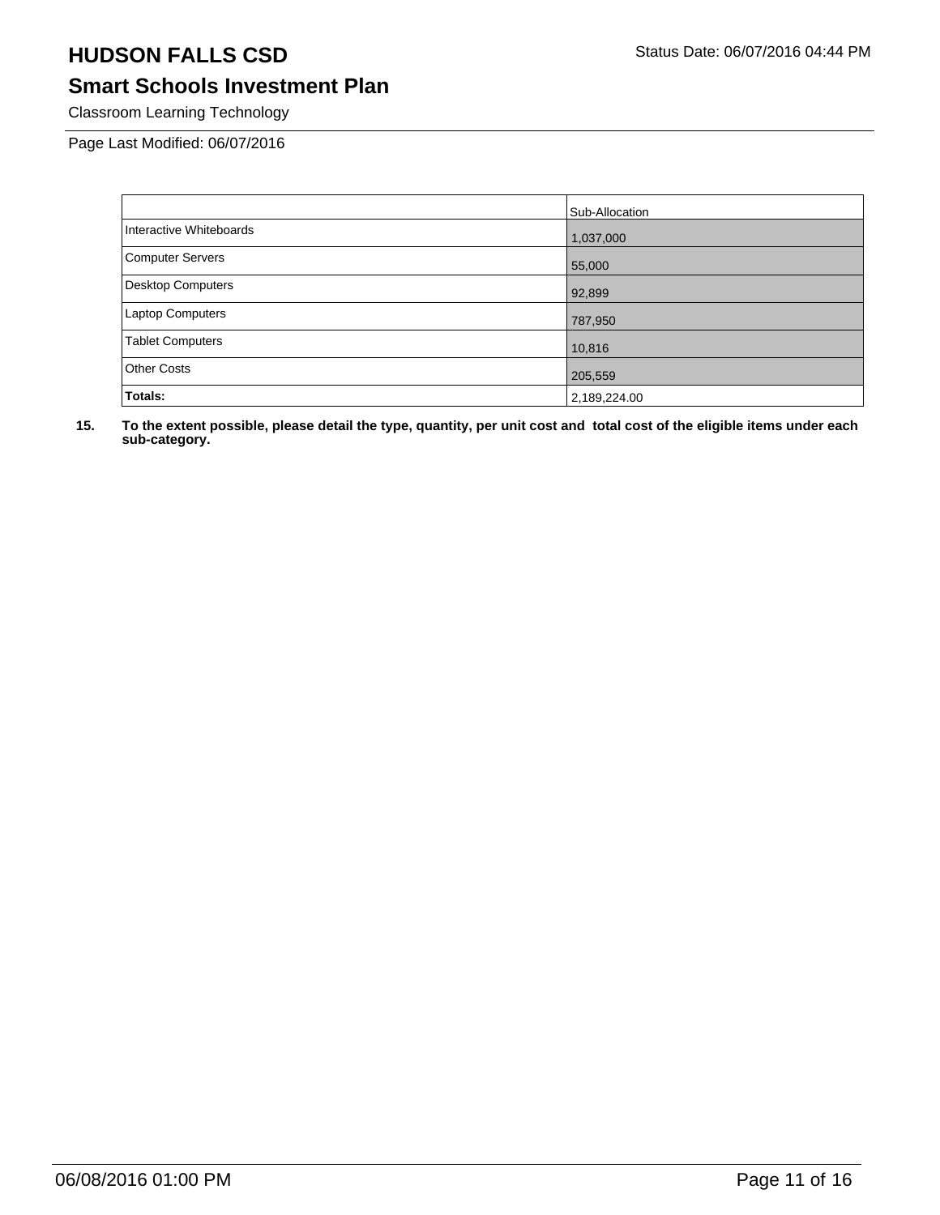# HUDSON FALLS CSD

Status Date: 06/07/2016 04:44 PM

## Smart Schools Investment Plan

Classroom Learning Technology

Page Last Modified: 06/07/2016

| | Sub-Allocation |
|---|---|
| Interactive Whiteboards | 1,037,000 |
| Computer Servers | 55,000 |
| Desktop Computers | 92,899 |
| Laptop Computers | 787,950 |
| Tablet Computers | 10,816 |
| Other Costs | 205,559 |
| **Totals:** | 2,189,224.00 |

**15. To the extent possible, please detail the type, quantity, per unit cost and total cost of the eligible items under each sub-category.**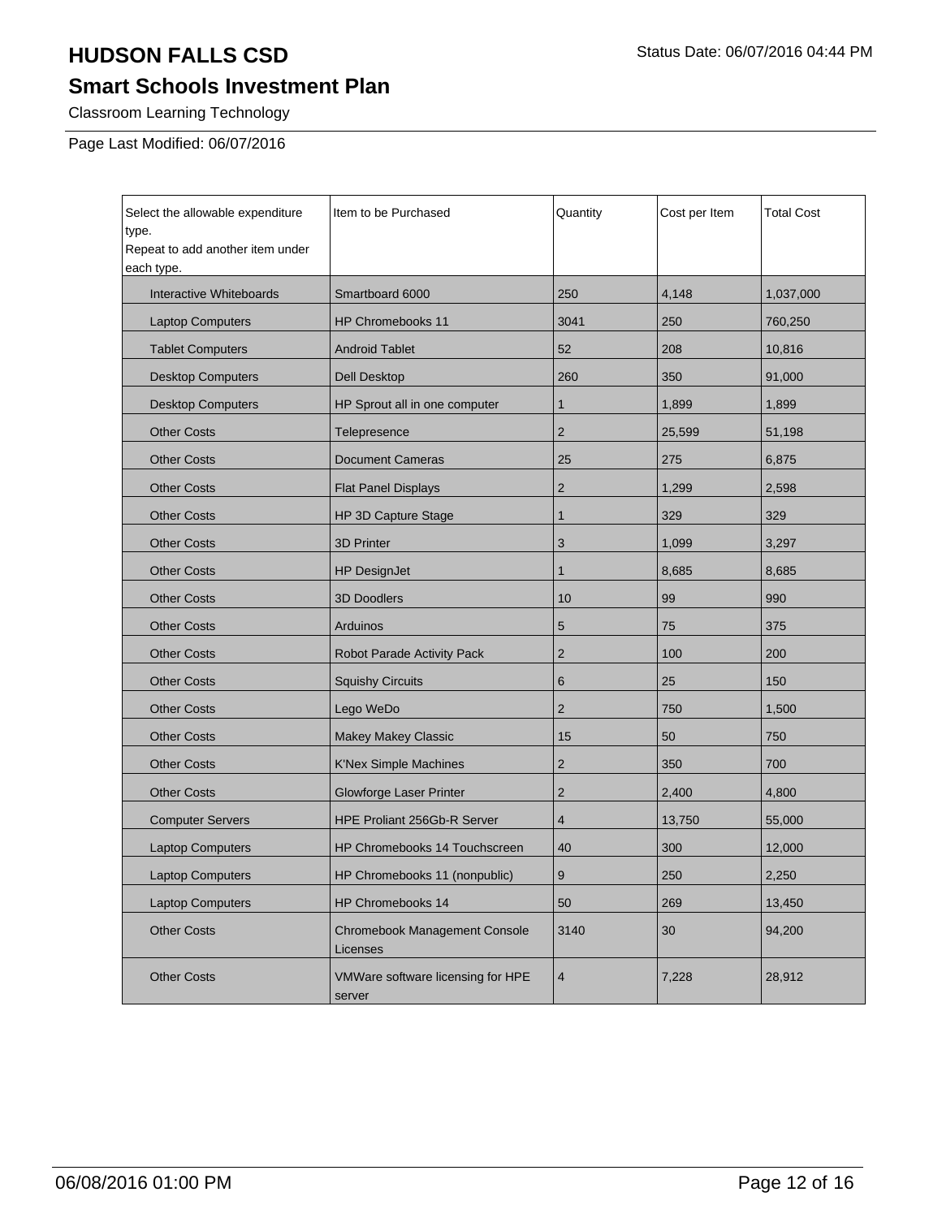# HUDSON FALLS CSD

Status Date: 06/07/2016 04:44 PM

## Smart Schools Investment Plan

Classroom Learning Technology

Page Last Modified: 06/07/2016

| Select the allowable expenditure type.<br>Repeat to add another item under each type. | Item to be Purchased | Quantity | Cost per Item | Total Cost |
|---|---|---|---|---|
| Interactive Whiteboards | Smartboard 6000 | 250 | 4,148 | 1,037,000 |
| Laptop Computers | HP Chromebooks 11 | 3041 | 250 | 760,250 |
| Tablet Computers | Android Tablet | 52 | 208 | 10,816 |
| Desktop Computers | Dell Desktop | 260 | 350 | 91,000 |
| Desktop Computers | HP Sprout all in one computer | 1 | 1,899 | 1,899 |
| Other Costs | Telepresence | 2 | 25,599 | 51,198 |
| Other Costs | Document Cameras | 25 | 275 | 6,875 |
| Other Costs | Flat Panel Displays | 2 | 1,299 | 2,598 |
| Other Costs | HP 3D Capture Stage | 1 | 329 | 329 |
| Other Costs | 3D Printer | 3 | 1,099 | 3,297 |
| Other Costs | HP DesignJet | 1 | 8,685 | 8,685 |
| Other Costs | 3D Doodlers | 10 | 99 | 990 |
| Other Costs | Arduinos | 5 | 75 | 375 |
| Other Costs | Robot Parade Activity Pack | 2 | 100 | 200 |
| Other Costs | Squishy Circuits | 6 | 25 | 150 |
| Other Costs | Lego WeDo | 2 | 750 | 1,500 |
| Other Costs | Makey Makey Classic | 15 | 50 | 750 |
| Other Costs | K'Nex Simple Machines | 2 | 350 | 700 |
| Other Costs | Glowforge Laser Printer | 2 | 2,400 | 4,800 |
| Computer Servers | HPE Proliant 256Gb-R Server | 4 | 13,750 | 55,000 |
| Laptop Computers | HP Chromebooks 14 Touchscreen | 40 | 300 | 12,000 |
| Laptop Computers | HP Chromebooks 11 (nonpublic) | 9 | 250 | 2,250 |
| Laptop Computers | HP Chromebooks 14 | 50 | 269 | 13,450 |
| Other Costs | Chromebook Management Console Licenses | 3140 | 30 | 94,200 |
| Other Costs | VMWare software licensing for HPE server | 4 | 7,228 | 28,912 |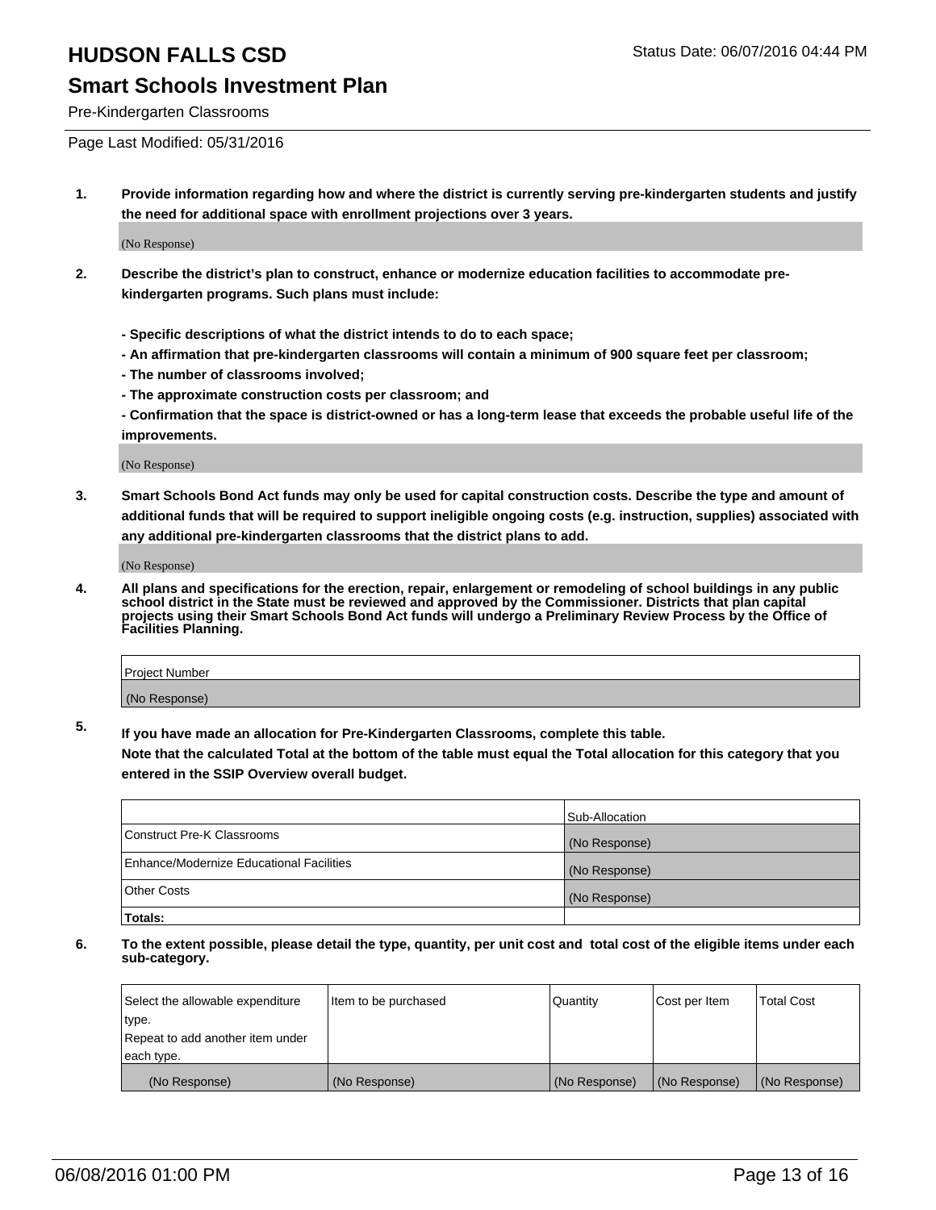# HUDSON FALLS CSD

Status Date: 06/07/2016 04:44 PM

## Smart Schools Investment Plan

Pre-Kindergarten Classrooms

Page Last Modified: 05/31/2016

**1. Provide information regarding how and where the district is currently serving pre-kindergarten students and justify the need for additional space with enrollment projections over 3 years.**

(No Response)

**2. Describe the district's plan to construct, enhance or modernize education facilities to accommodate pre-kindergarten programs. Such plans must include:**

**- Specific descriptions of what the district intends to do to each space;**
**- An affirmation that pre-kindergarten classrooms will contain a minimum of 900 square feet per classroom;**
**- The number of classrooms involved;**
**- The approximate construction costs per classroom; and**
**- Confirmation that the space is district-owned or has a long-term lease that exceeds the probable useful life of the improvements.**

(No Response)

**3. Smart Schools Bond Act funds may only be used for capital construction costs. Describe the type and amount of additional funds that will be required to support ineligible ongoing costs (e.g. instruction, supplies) associated with any additional pre-kindergarten classrooms that the district plans to add.**

(No Response)

**4. All plans and specifications for the erection, repair, enlargement or remodeling of school buildings in any public school district in the State must be reviewed and approved by the Commissioner. Districts that plan capital projects using their Smart Schools Bond Act funds will undergo a Preliminary Review Process by the Office of Facilities Planning.**

| Project Number |
|---|
| (No Response) |

**5. If you have made an allocation for Pre-Kindergarten Classrooms, complete this table.**
**Note that the calculated Total at the bottom of the table must equal the Total allocation for this category that you entered in the SSIP Overview overall budget.**

| | Sub-Allocation |
|---|---|
| Construct Pre-K Classrooms | (No Response) |
| Enhance/Modernize Educational Facilities | (No Response) |
| Other Costs | (No Response) |
| **Totals:** | |

**6. To the extent possible, please detail the type, quantity, per unit cost and total cost of the eligible items under each sub-category.**

| Select the allowable expenditure type. Repeat to add another item under each type. | Item to be purchased | Quantity | Cost per Item | Total Cost |
|---|---|---|---|---|
| (No Response) | (No Response) | (No Response) | (No Response) | (No Response) |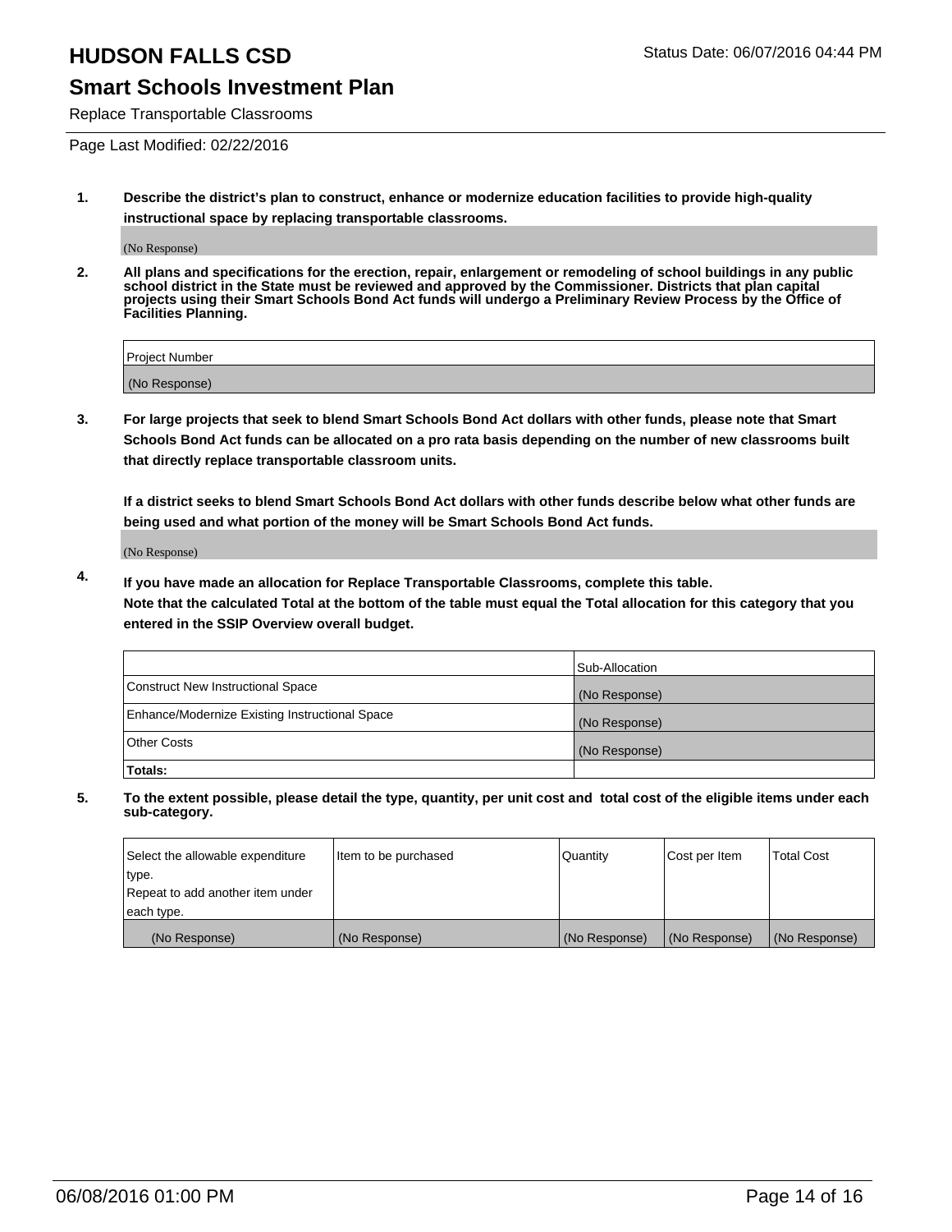# HUDSON FALLS CSD

Status Date: 06/07/2016 04:44 PM

## Smart Schools Investment Plan

Replace Transportable Classrooms

Page Last Modified: 02/22/2016

1. **Describe the district's plan to construct, enhance or modernize education facilities to provide high-quality instructional space by replacing transportable classrooms.**

   (No Response)

2. **All plans and specifications for the erection, repair, enlargement or remodeling of school buildings in any public school district in the State must be reviewed and approved by the Commissioner. Districts that plan capital projects using their Smart Schools Bond Act funds will undergo a Preliminary Review Process by the Office of Facilities Planning.**

| Project Number |
| --- |
| (No Response) |

3. **For large projects that seek to blend Smart Schools Bond Act dollars with other funds, please note that Smart Schools Bond Act funds can be allocated on a pro rata basis depending on the number of new classrooms built that directly replace transportable classroom units.**

   **If a district seeks to blend Smart Schools Bond Act dollars with other funds describe below what other funds are being used and what portion of the money will be Smart Schools Bond Act funds.**

   (No Response)

4. **If you have made an allocation for Replace Transportable Classrooms, complete this table. Note that the calculated Total at the bottom of the table must equal the Total allocation for this category that you entered in the SSIP Overview overall budget.**

| | Sub-Allocation |
| --- | --- |
| Construct New Instructional Space | (No Response) |
| Enhance/Modernize Existing Instructional Space | (No Response) |
| Other Costs | (No Response) |
| **Totals:** | |

5. **To the extent possible, please detail the type, quantity, per unit cost and total cost of the eligible items under each sub-category.**

| Select the allowable expenditure type. Repeat to add another item under each type. | Item to be purchased | Quantity | Cost per Item | Total Cost |
| --- | --- | --- | --- | --- |
| (No Response) | (No Response) | (No Response) | (No Response) | (No Response) |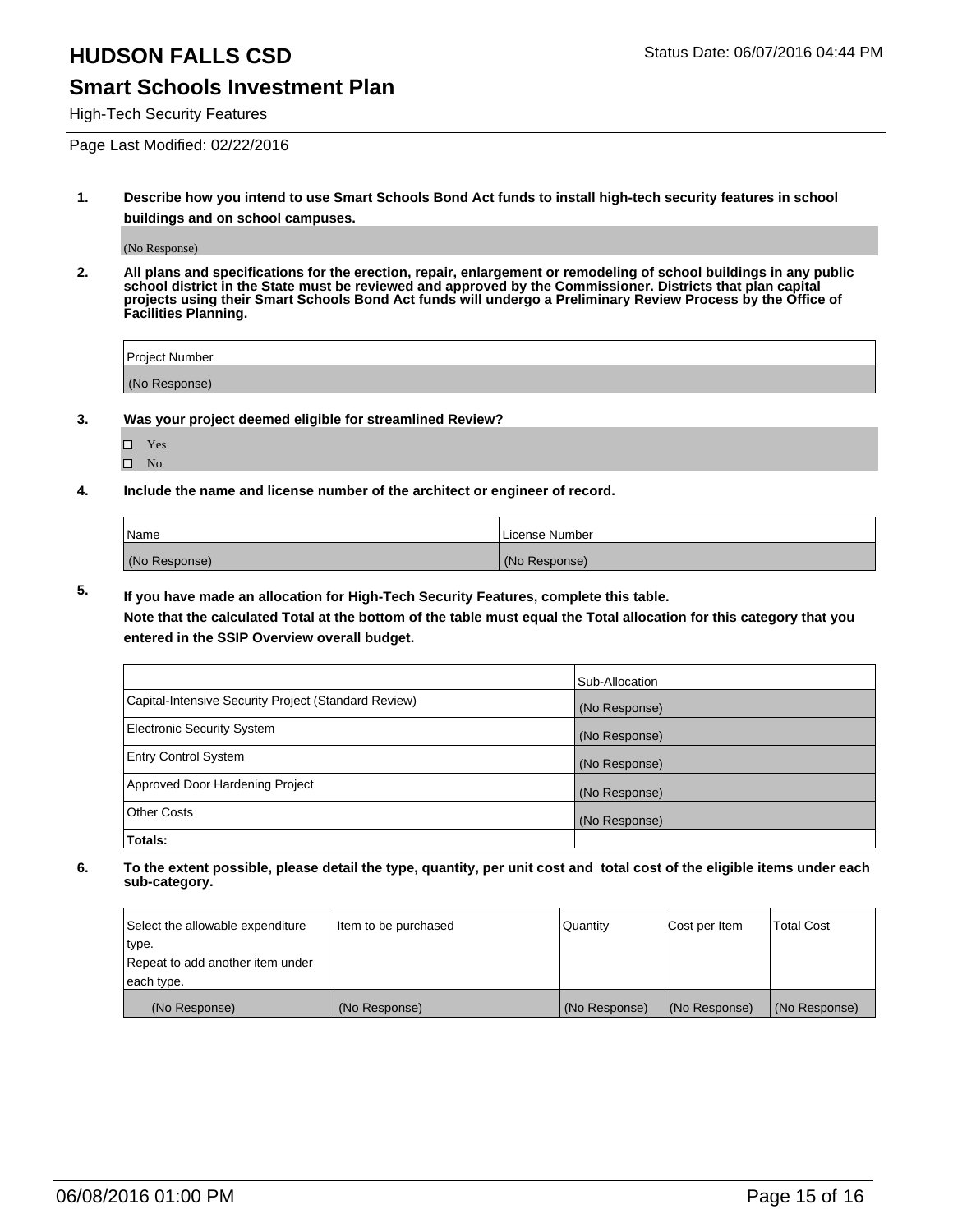# HUDSON FALLS CSD

Status Date: 06/07/2016 04:44 PM

## Smart Schools Investment Plan

High-Tech Security Features

Page Last Modified: 02/22/2016

**1. Describe how you intend to use Smart Schools Bond Act funds to install high-tech security features in school buildings and on school campuses.**

(No Response)

**2. All plans and specifications for the erection, repair, enlargement or remodeling of school buildings in any public school district in the State must be reviewed and approved by the Commissioner. Districts that plan capital projects using their Smart Schools Bond Act funds will undergo a Preliminary Review Process by the Office of Facilities Planning.**

| Project Number |
|---|
| (No Response) |

**3. Was your project deemed eligible for streamlined Review?**

- ☐ Yes
- ☐ No

**4. Include the name and license number of the architect or engineer of record.**

| Name | License Number |
|---|---|
| (No Response) | (No Response) |

**5. If you have made an allocation for High-Tech Security Features, complete this table.**
**Note that the calculated Total at the bottom of the table must equal the Total allocation for this category that you entered in the SSIP Overview overall budget.**

| | Sub-Allocation |
|---|---|
| Capital-Intensive Security Project (Standard Review) | (No Response) |
| Electronic Security System | (No Response) |
| Entry Control System | (No Response) |
| Approved Door Hardening Project | (No Response) |
| Other Costs | (No Response) |
| **Totals:** | |

**6. To the extent possible, please detail the type, quantity, per unit cost and total cost of the eligible items under each sub-category.**

| Select the allowable expenditure type. Repeat to add another item under each type. | Item to be purchased | Quantity | Cost per Item | Total Cost |
|---|---|---|---|---|
| (No Response) | (No Response) | (No Response) | (No Response) | (No Response) |